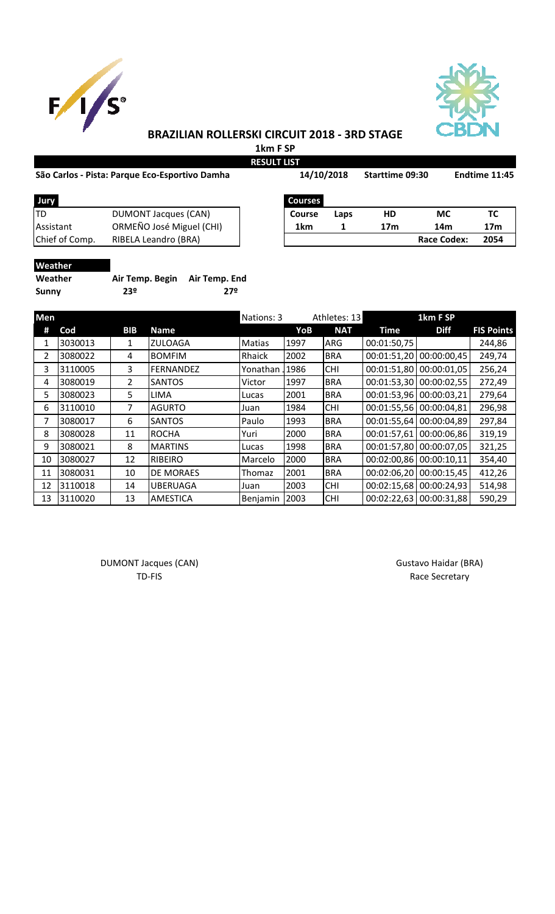# BRAZILIAN ROLLERSKI CIRCUIT 2018 - 3RD STAGE

**1km F SP**

**RESULT LIST**

**São Carlos - Pista: Parque Eco-Esportivo Damha** | **14/10/2018** | **Starttime 09:30** | **Endtime 11:45**

| Jury | |
|---|---|
| TD | DUMONT Jacques (CAN) |
| Assistant | ORMEÑO José Miguel (CHI) |
| Chief of Comp. | RIBELA Leandro (BRA) |

| Courses | | | | |
|---|---|---|---|---|
| **Course** | **Laps** | **HD** | **MC** | **TC** |
| **1km** | **1** | **17m** | **14m** | **17m** |
| | | | **Race Codex:** | **2054** |

**Weather**

| Weather | Air Temp. Begin | Air Temp. End |
|---|---|---|
| Sunny | 23º | 27º |

| Men | | | | Nations: 3 | | Athletes: 13 | 1km F SP | | |
|---|---|---|---|---|---|---|---|---|---|
| **#** | **Cod** | **BIB** | **Name** | | **YoB** | **NAT** | **Time** | **Diff** | **FIS Points** |
| 1 | 3030013 | 1 | ZULOAGA | Matias | 1997 | ARG | 00:01:50,75 | | 244,86 |
| 2 | 3080022 | 4 | BOMFIM | Rhaick | 2002 | BRA | 00:01:51,20 | 00:00:00,45 | 249,74 |
| 3 | 3110005 | 3 | FERNANDEZ | Yonathan J | 1986 | CHI | 00:01:51,80 | 00:00:01,05 | 256,24 |
| 4 | 3080019 | 2 | SANTOS | Victor | 1997 | BRA | 00:01:53,30 | 00:00:02,55 | 272,49 |
| 5 | 3080023 | 5 | LIMA | Lucas | 2001 | BRA | 00:01:53,96 | 00:00:03,21 | 279,64 |
| 6 | 3110010 | 7 | AGURTO | Juan | 1984 | CHI | 00:01:55,56 | 00:00:04,81 | 296,98 |
| 7 | 3080017 | 6 | SANTOS | Paulo | 1993 | BRA | 00:01:55,64 | 00:00:04,89 | 297,84 |
| 8 | 3080028 | 11 | ROCHA | Yuri | 2000 | BRA | 00:01:57,61 | 00:00:06,86 | 319,19 |
| 9 | 3080021 | 8 | MARTINS | Lucas | 1998 | BRA | 00:01:57,80 | 00:00:07,05 | 321,25 |
| 10 | 3080027 | 12 | RIBEIRO | Marcelo | 2000 | BRA | 00:02:00,86 | 00:00:10,11 | 354,40 |
| 11 | 3080031 | 10 | DE MORAES | Thomaz | 2001 | BRA | 00:02:06,20 | 00:00:15,45 | 412,26 |
| 12 | 3110018 | 14 | UBERUAGA | Juan | 2003 | CHI | 00:02:15,68 | 00:00:24,93 | 514,98 |
| 13 | 3110020 | 13 | AMESTICA | Benjamin | 2003 | CHI | 00:02:22,63 | 00:00:31,88 | 590,29 |

DUMONT Jacques (CAN)
TD-FIS

Gustavo Haidar (BRA)
Race Secretary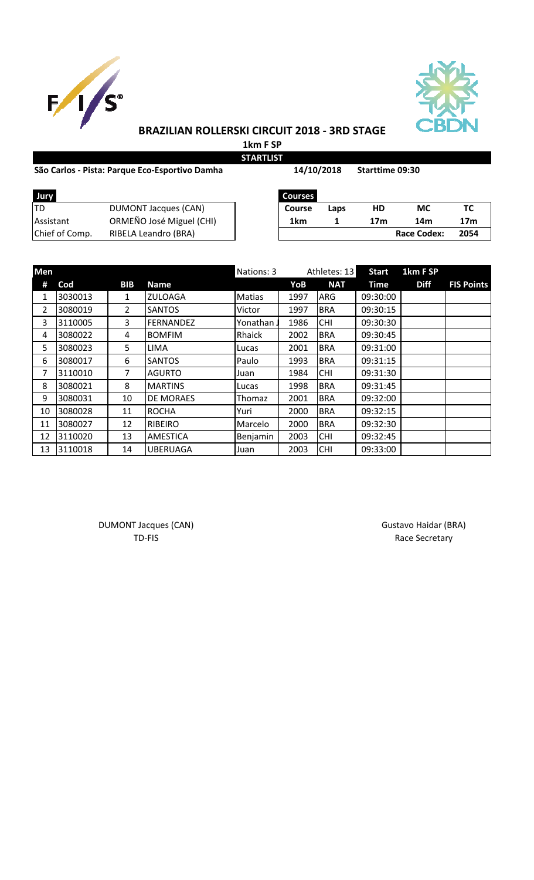# BRAZILIAN ROLLERSKI CIRCUIT 2018 - 3RD STAGE

**1km F SP**

**STARTLIST**

**São Carlos - Pista: Parque Eco-Esportivo Damha** **14/10/2018** **Starttime 09:30**

| Jury | |
|---|---|
| TD | DUMONT Jacques (CAN) |
| Assistant | ORMEÑO José Miguel (CHI) |
| Chief of Comp. | RIBELA Leandro (BRA) |

| Courses | | | | |
|---|---|---|---|---|
| **Course** | **Laps** | **HD** | **MC** | **TC** |
| **1km** | **1** | **17m** | **14m** | **17m** |
| | | | **Race Codex:** | **2054** |

| Men | | | | Nations: 3 | | Athletes: 13 | Start | 1km F SP | |
|---|---|---|---|---|---|---|---|---|---|
| **#** | **Cod** | **BIB** | **Name** | | **YoB** | **NAT** | **Time** | **Diff** | **FIS Points** |
| 1 | 3030013 | 1 | ZULOAGA | Matias | 1997 | ARG | 09:30:00 | | |
| 2 | 3080019 | 2 | SANTOS | Victor | 1997 | BRA | 09:30:15 | | |
| 3 | 3110005 | 3 | FERNANDEZ | Yonathan J | 1986 | CHI | 09:30:30 | | |
| 4 | 3080022 | 4 | BOMFIM | Rhaick | 2002 | BRA | 09:30:45 | | |
| 5 | 3080023 | 5 | LIMA | Lucas | 2001 | BRA | 09:31:00 | | |
| 6 | 3080017 | 6 | SANTOS | Paulo | 1993 | BRA | 09:31:15 | | |
| 7 | 3110010 | 7 | AGURTO | Juan | 1984 | CHI | 09:31:30 | | |
| 8 | 3080021 | 8 | MARTINS | Lucas | 1998 | BRA | 09:31:45 | | |
| 9 | 3080031 | 10 | DE MORAES | Thomaz | 2001 | BRA | 09:32:00 | | |
| 10 | 3080028 | 11 | ROCHA | Yuri | 2000 | BRA | 09:32:15 | | |
| 11 | 3080027 | 12 | RIBEIRO | Marcelo | 2000 | BRA | 09:32:30 | | |
| 12 | 3110020 | 13 | AMESTICA | Benjamin | 2003 | CHI | 09:32:45 | | |
| 13 | 3110018 | 14 | UBERUAGA | Juan | 2003 | CHI | 09:33:00 | | |

DUMONT Jacques (CAN)
TD-FIS

Gustavo Haidar (BRA)
Race Secretary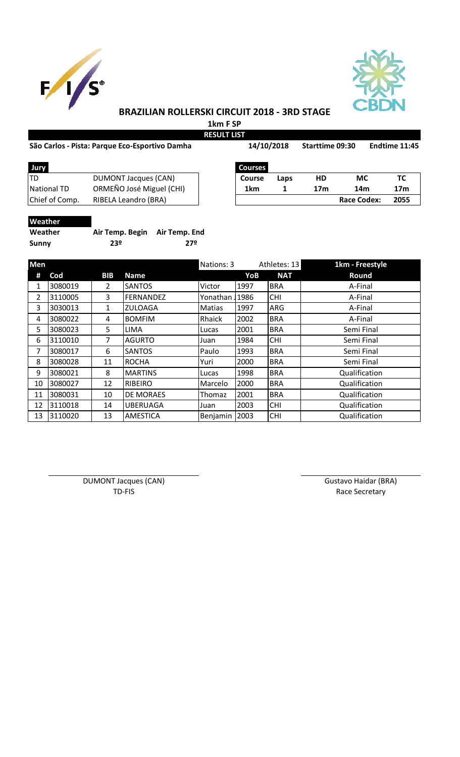# BRAZILIAN ROLLERSKI CIRCUIT 2018 - 3RD STAGE

**1km F SP**

**RESULT LIST**

**São Carlos - Pista: Parque Eco-Esportivo Damha** | **14/10/2018** | **Starttime 09:30** | **Endtime 11:45**

| Jury | |
|---|---|
| TD | DUMONT Jacques (CAN) |
| National TD | ORMEÑO José Miguel (CHI) |
| Chief of Comp. | RIBELA Leandro (BRA) |

| Courses | | | | |
|---|---|---|---|---|
| Course | Laps | HD | MC | TC |
| 1km | 1 | 17m | 14m | 17m |
| | | | Race Codex: | 2055 |

| Weather | | |
|---|---|---|
| Weather | Air Temp. Begin | Air Temp. End |
| Sunny | 23º | 27º |

| Men | | | | Nations: 3 | | Athletes: 13 | 1km - Freestyle |
|---|---|---|---|---|---|---|---|
| # | Cod | BIB | Name | | YoB | NAT | Round |
| 1 | 3080019 | 2 | SANTOS | Victor | 1997 | BRA | A-Final |
| 2 | 3110005 | 3 | FERNANDEZ | Yonathan | 1986 | CHI | A-Final |
| 3 | 3030013 | 1 | ZULOAGA | Matias | 1997 | ARG | A-Final |
| 4 | 3080022 | 4 | BOMFIM | Rhaick | 2002 | BRA | A-Final |
| 5 | 3080023 | 5 | LIMA | Lucas | 2001 | BRA | Semi Final |
| 6 | 3110010 | 7 | AGURTO | Juan | 1984 | CHI | Semi Final |
| 7 | 3080017 | 6 | SANTOS | Paulo | 1993 | BRA | Semi Final |
| 8 | 3080028 | 11 | ROCHA | Yuri | 2000 | BRA | Semi Final |
| 9 | 3080021 | 8 | MARTINS | Lucas | 1998 | BRA | Qualification |
| 10 | 3080027 | 12 | RIBEIRO | Marcelo | 2000 | BRA | Qualification |
| 11 | 3080031 | 10 | DE MORAES | Thomaz | 2001 | BRA | Qualification |
| 12 | 3110018 | 14 | UBERUAGA | Juan | 2003 | CHI | Qualification |
| 13 | 3110020 | 13 | AMESTICA | Benjamin | 2003 | CHI | Qualification |

DUMONT Jacques (CAN)
TD-FIS

Gustavo Haidar (BRA)
Race Secretary